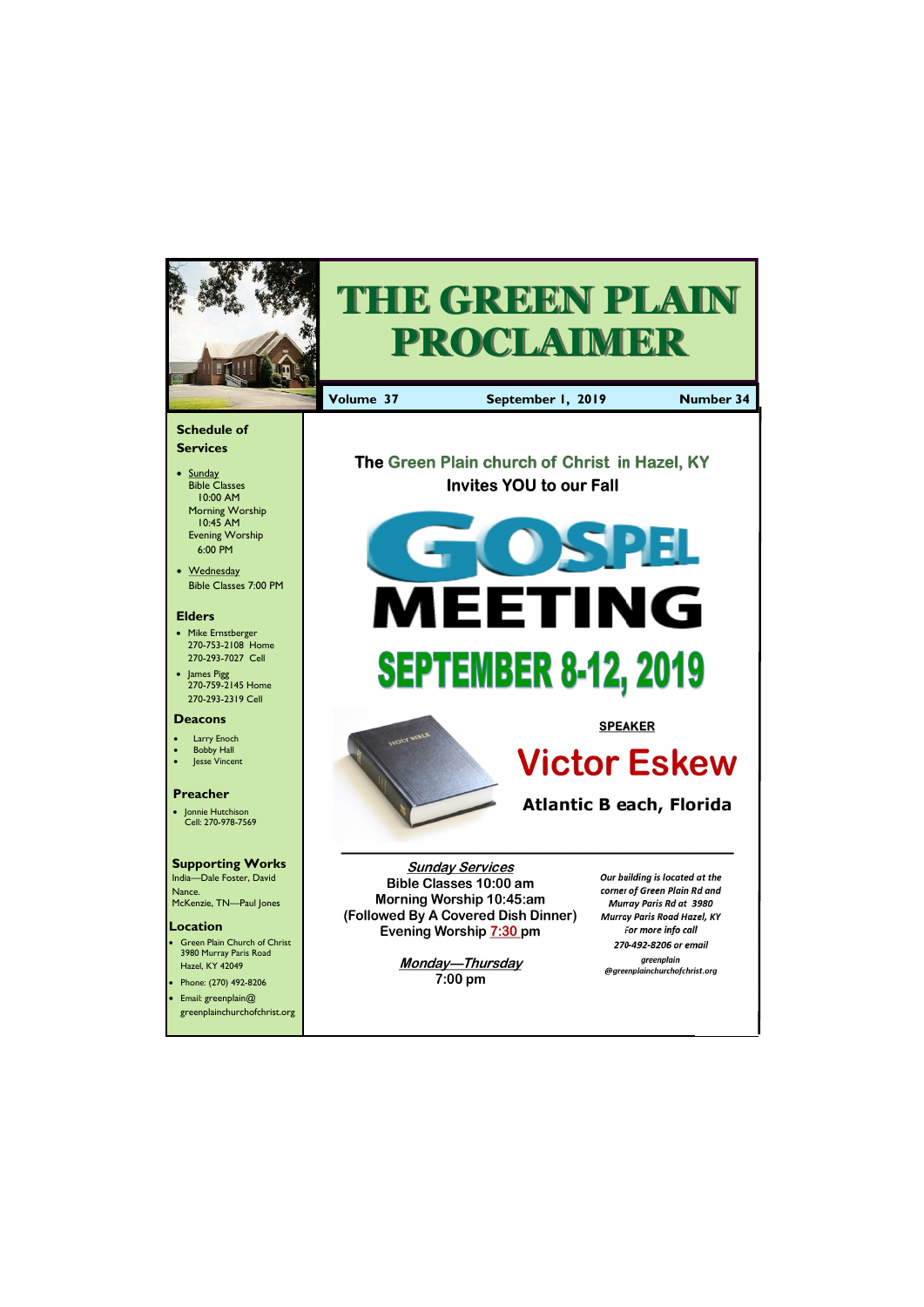# THE GREEN PLAIN PROCLAIMER

**Volume 37** | **September 1, 2019** | **Number 34**

## Schedule of Services

- Sunday
  Bible Classes
  10:00 AM
  Morning Worship
  10:45 AM
  Evening Worship
  6:00 PM
- Wednesday
  Bible Classes 7:00 PM

## Elders

- Mike Ernstberger
  270-753-2108 Home
  270-293-7027 Cell
- James Pigg
  270-759-2145 Home
  270-293-2319 Cell

## Deacons

- Larry Enoch
- Bobby Hall
- Jesse Vincent

## Preacher

- Jonnie Hutchison
  Cell: 270-978-7569

## Supporting Works

India—Dale Foster, David Nance.
McKenzie, TN—Paul Jones

## Location

- Green Plain Church of Christ
  3980 Murray Paris Road
  Hazel, KY 42049
- Phone: (270) 492-8206
- Email: greenplain@greenplainchurchofchrist.org

**The Green Plain church of Christ in Hazel, KY**
**Invites YOU to our Fall**

# GOSPEL MEETING

# SEPTEMBER 8-12, 2019

**SPEAKER**

## Victor Eskew

**Atlantic B each, Florida**

***Sunday Services***
**Bible Classes 10:00 am**
**Morning Worship 10:45:am**
**(Followed By A Covered Dish Dinner)**
**Evening Worship 7:30 pm**

***Monday—Thursday***
**7:00 pm**

*Our building is located at the corner of Green Plain Rd and Murray Paris Rd at 3980 Murray Paris Road Hazel, KY For more info call 270-492-8206 or email greenplain@greenplainchurchofchrist.org*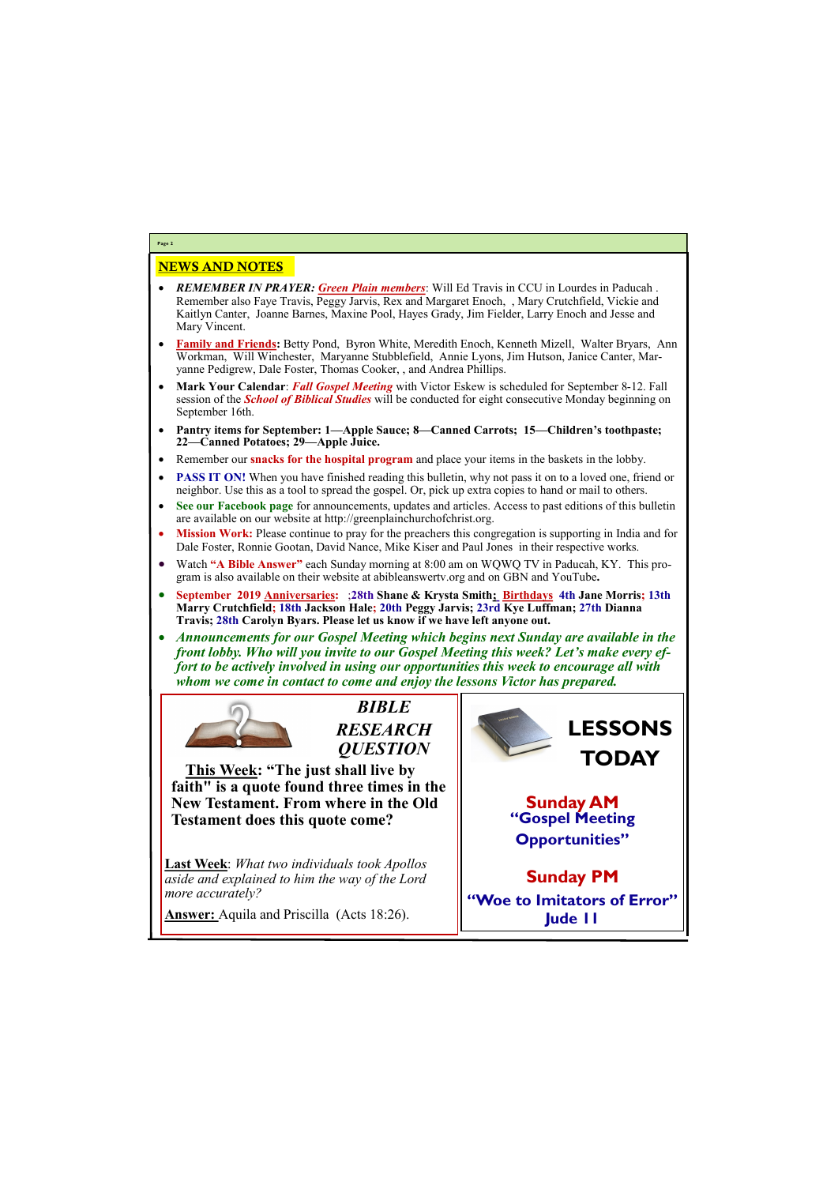## NEWS AND NOTES

- ***REMEMBER IN PRAYER: Green Plain members***: Will Ed Travis in CCU in Lourdes in Paducah . Remember also Faye Travis, Peggy Jarvis, Rex and Margaret Enoch, , Mary Crutchfield, Vickie and Kaitlyn Canter, Joanne Barnes, Maxine Pool, Hayes Grady, Jim Fielder, Larry Enoch and Jesse and Mary Vincent.
- **Family and Friends:** Betty Pond, Byron White, Meredith Enoch, Kenneth Mizell, Walter Bryars, Ann Workman, Will Winchester, Maryanne Stubblefield, Annie Lyons, Jim Hutson, Janice Canter, Maryanne Pedigrew, Dale Foster, Thomas Cooker, , and Andrea Phillips.
- **Mark Your Calendar**: ***Fall Gospel Meeting*** with Victor Eskew is scheduled for September 8-12. Fall session of the ***School of Biblical Studies*** will be conducted for eight consecutive Monday beginning on September 16th.
- **Pantry items for September: 1—Apple Sauce; 8—Canned Carrots; 15—Children's toothpaste; 22—Canned Potatoes; 29—Apple Juice.**
- Remember our **snacks for the hospital program** and place your items in the baskets in the lobby.
- **PASS IT ON!** When you have finished reading this bulletin, why not pass it on to a loved one, friend or neighbor. Use this as a tool to spread the gospel. Or, pick up extra copies to hand or mail to others.
- **See our Facebook page** for announcements, updates and articles. Access to past editions of this bulletin are available on our website at http://greenplainchurchofchrist.org.
- **Mission Work:** Please continue to pray for the preachers this congregation is supporting in India and for Dale Foster, Ronnie Gootan, David Nance, Mike Kiser and Paul Jones in their respective works.
- Watch **"A Bible Answer"** each Sunday morning at 8:00 am on WQWQ TV in Paducah, KY. This program is also available on their website at abibleanswertv.org and on GBN and YouTube**.**
- **September 2019 Anniversaries:** ;**28th Shane & Krysta Smith; Birthdays 4th Jane Morris; 13th Marry Crutchfield; 18th Jackson Hale; 20th Peggy Jarvis; 23rd Kye Luffman; 27th Dianna Travis; 28th Carolyn Byars. Please let us know if we have left anyone out.**
- ***Announcements for our Gospel Meeting which begins next Sunday are available in the front lobby. Who will you invite to our Gospel Meeting this week? Let's make every effort to be actively involved in using our opportunities this week to encourage all with whom we come in contact to come and enjoy the lessons Victor has prepared.***

### *BIBLE RESEARCH QUESTION*

**This Week: "The just shall live by faith" is a quote found three times in the New Testament. From where in the Old Testament does this quote come?**

**Last Week**: *What two individuals took Apollos aside and explained to him the way of the Lord more accurately?*

**Answer:** Aquila and Priscilla (Acts 18:26).

### LESSONS TODAY

**Sunday AM**
**"Gospel Meeting Opportunities"**

**Sunday PM**
**"Woe to Imitators of Error"**
**Jude 11**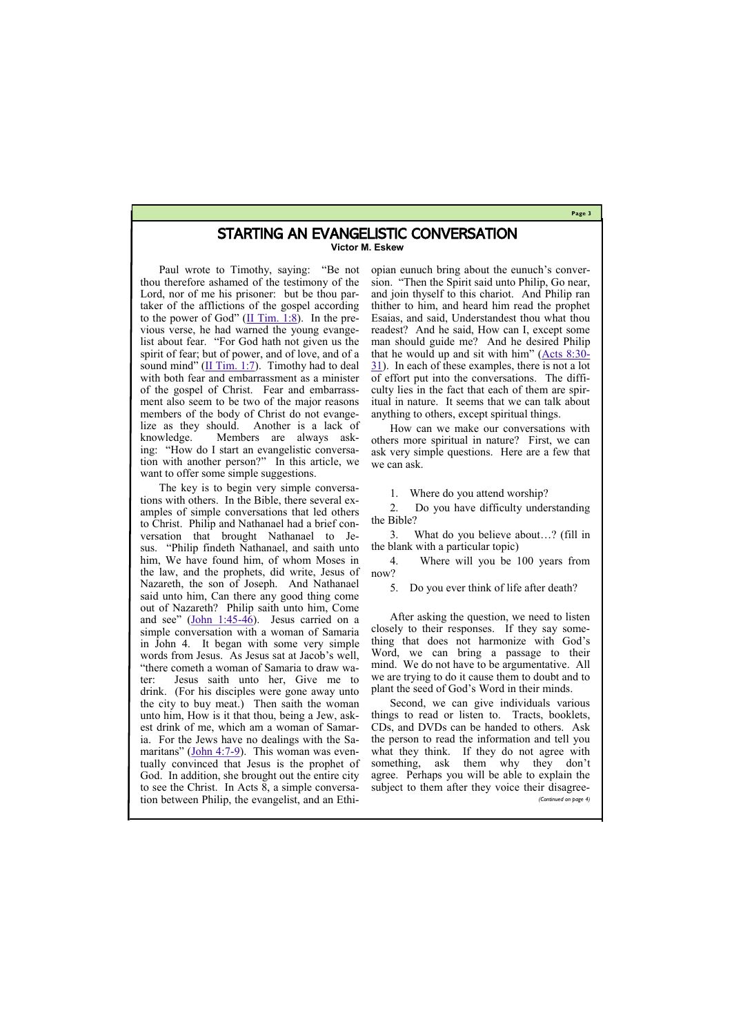# STARTING AN EVANGELISTIC CONVERSATION

**Victor M. Eskew**

Paul wrote to Timothy, saying: "Be not thou therefore ashamed of the testimony of the Lord, nor of me his prisoner: but be thou partaker of the afflictions of the gospel according to the power of God" (II Tim. 1:8). In the previous verse, he had warned the young evangelist about fear. "For God hath not given us the spirit of fear; but of power, and of love, and of a sound mind" (II Tim. 1:7). Timothy had to deal with both fear and embarrassment as a minister of the gospel of Christ. Fear and embarrassment also seem to be two of the major reasons members of the body of Christ do not evangelize as they should. Another is a lack of knowledge. Members are always asking: "How do I start an evangelistic conversation with another person?" In this article, we want to offer some simple suggestions.

The key is to begin very simple conversations with others. In the Bible, there several examples of simple conversations that led others to Christ. Philip and Nathanael had a brief conversation that brought Nathanael to Jesus. "Philip findeth Nathanael, and saith unto him, We have found him, of whom Moses in the law, and the prophets, did write, Jesus of Nazareth, the son of Joseph. And Nathanael said unto him, Can there any good thing come out of Nazareth? Philip saith unto him, Come and see" (John 1:45-46). Jesus carried on a simple conversation with a woman of Samaria in John 4. It began with some very simple words from Jesus. As Jesus sat at Jacob's well, "there cometh a woman of Samaria to draw water: Jesus saith unto her, Give me to drink. (For his disciples were gone away unto the city to buy meat.) Then saith the woman unto him, How is it that thou, being a Jew, askest drink of me, which am a woman of Samaria. For the Jews have no dealings with the Samaritans" (John 4:7-9). This woman was eventually convinced that Jesus is the prophet of God. In addition, she brought out the entire city to see the Christ. In Acts 8, a simple conversation between Philip, the evangelist, and an Ethiopian eunuch bring about the eunuch's conversion. "Then the Spirit said unto Philip, Go near, and join thyself to this chariot. And Philip ran thither to him, and heard him read the prophet Esaias, and said, Understandest thou what thou readest? And he said, How can I, except some man should guide me? And he desired Philip that he would up and sit with him" (Acts 8:30-31). In each of these examples, there is not a lot of effort put into the conversations. The difficulty lies in the fact that each of them are spiritual in nature. It seems that we can talk about anything to others, except spiritual things.

How can we make our conversations with others more spiritual in nature? First, we can ask very simple questions. Here are a few that we can ask.

1. Where do you attend worship?
2. Do you have difficulty understanding the Bible?
3. What do you believe about…? (fill in the blank with a particular topic)
4. Where will you be 100 years from now?
5. Do you ever think of life after death?

After asking the question, we need to listen closely to their responses. If they say something that does not harmonize with God's Word, we can bring a passage to their mind. We do not have to be argumentative. All we are trying to do it cause them to doubt and to plant the seed of God's Word in their minds.

Second, we can give individuals various things to read or listen to. Tracts, booklets, CDs, and DVDs can be handed to others. Ask the person to read the information and tell you what they think. If they do not agree with something, ask them why they don't agree. Perhaps you will be able to explain the subject to them after they voice their disagree-

*(Continued on page 4)*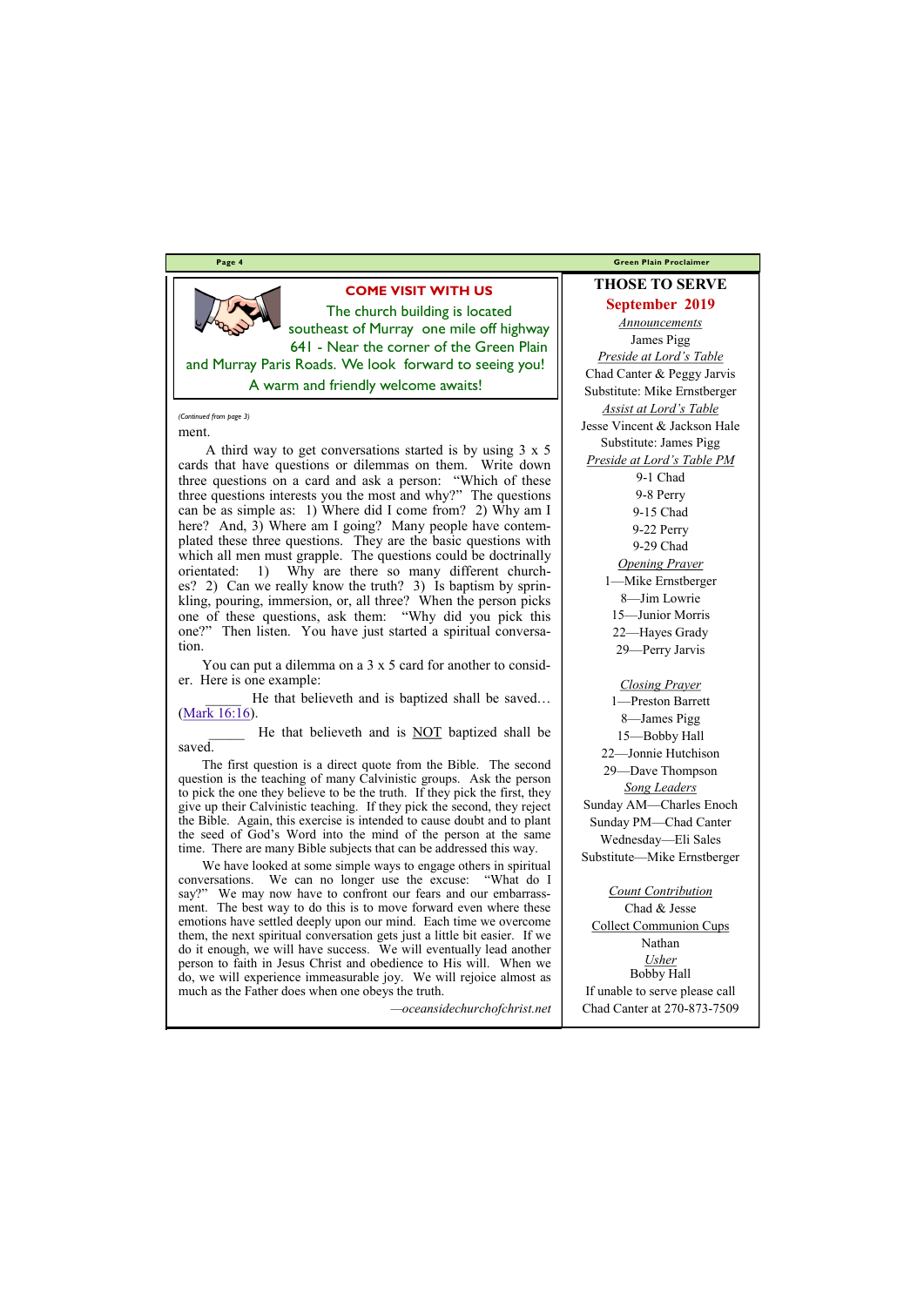## COME VISIT WITH US

The church building is located southeast of Murray one mile off highway 641 - Near the corner of the Green Plain and Murray Paris Roads. We look forward to seeing you! A warm and friendly welcome awaits!

*(Continued from page 3)*

ment.

A third way to get conversations started is by using 3 x 5 cards that have questions or dilemmas on them. Write down three questions on a card and ask a person: "Which of these three questions interests you the most and why?" The questions can be as simple as: 1) Where did I come from? 2) Why am I here? And, 3) Where am I going? Many people have contemplated these three questions. They are the basic questions with which all men must grapple. The questions could be doctrinally orientated: 1) Why are there so many different churches? 2) Can we really know the truth? 3) Is baptism by sprinkling, pouring, immersion, or, all three? When the person picks one of these questions, ask them: "Why did you pick this one?" Then listen. You have just started a spiritual conversation.

You can put a dilemma on a 3 x 5 card for another to consider. Here is one example:

_____ He that believeth and is baptized shall be saved… (Mark 16:16).

_____ He that believeth and is NOT baptized shall be saved.

The first question is a direct quote from the Bible. The second question is the teaching of many Calvinistic groups. Ask the person to pick the one they believe to be the truth. If they pick the first, they give up their Calvinistic teaching. If they pick the second, they reject the Bible. Again, this exercise is intended to cause doubt and to plant the seed of God's Word into the mind of the person at the same time. There are many Bible subjects that can be addressed this way.

We have looked at some simple ways to engage others in spiritual conversations. We can no longer use the excuse: "What do I say?" We may now have to confront our fears and our embarrassment. The best way to do this is to move forward even where these emotions have settled deeply upon our mind. Each time we overcome them, the next spiritual conversation gets just a little bit easier. If we do it enough, we will have success. We will eventually lead another person to faith in Jesus Christ and obedience to His will. When we do, we will experience immeasurable joy. We will rejoice almost as much as the Father does when one obeys the truth.

*—oceansidechurchofchrist.net*

## THOSE TO SERVE

### September 2019

*Announcements*
James Pigg

*Preside at Lord's Table*
Chad Canter & Peggy Jarvis
Substitute: Mike Ernstberger

*Assist at Lord's Table*
Jesse Vincent & Jackson Hale
Substitute: James Pigg

*Preside at Lord's Table PM*
9-1 Chad
9-8 Perry
9-15 Chad
9-22 Perry
9-29 Chad

*Opening Prayer*
1—Mike Ernstberger
8—Jim Lowrie
15—Junior Morris
22—Hayes Grady
29—Perry Jarvis

*Closing Prayer*
1—Preston Barrett
8—James Pigg
15—Bobby Hall
22—Jonnie Hutchison
29—Dave Thompson

*Song Leaders*
Sunday AM—Charles Enoch
Sunday PM—Chad Canter
Wednesday—Eli Sales
Substitute—Mike Ernstberger

*Count Contribution*
Chad & Jesse

Collect Communion Cups
Nathan

*Usher*
Bobby Hall

If unable to serve please call Chad Canter at 270-873-7509